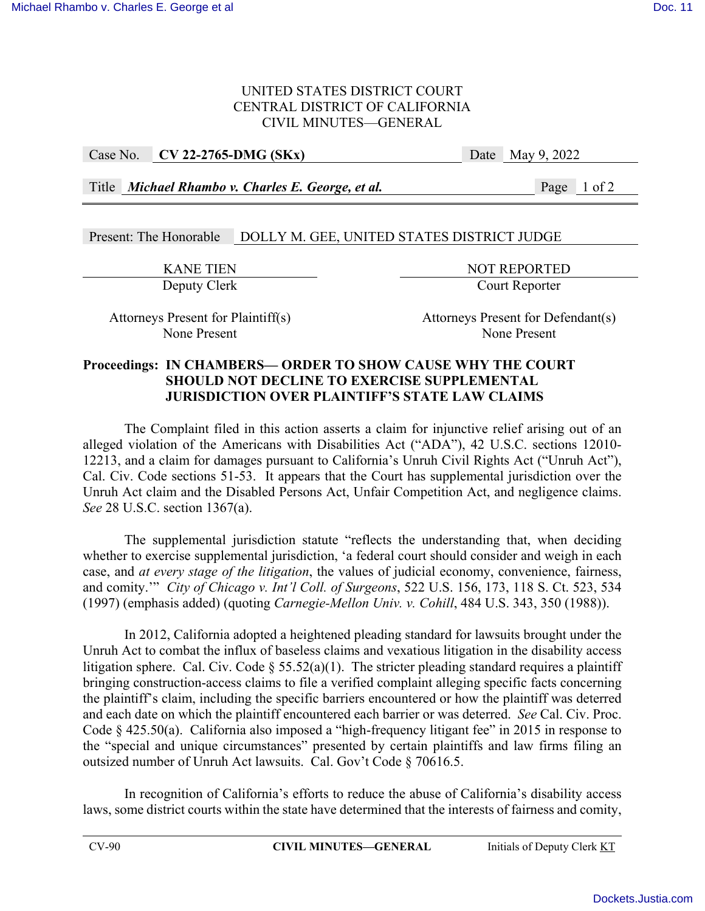UNITED STATES DISTRICT COURT
CENTRAL DISTRICT OF CALIFORNIA
CIVIL MINUTES—GENERAL

| Case No. | **CV 22-2765-DMG (SKx)** | Date | May 9, 2022 |
|---|---|---|---|
| Title | ***Michael Rhambo v. Charles E. George, et al.*** | | |

Present: The Honorable DOLLY M. GEE, UNITED STATES DISTRICT JUDGE

| KANE TIEN | NOT REPORTED |
|---|---|
| Deputy Clerk | Court Reporter |

| Attorneys Present for Plaintiff(s) | Attorneys Present for Defendant(s) |
|---|---|
| None Present | None Present |

**Proceedings: IN CHAMBERS— ORDER TO SHOW CAUSE WHY THE COURT SHOULD NOT DECLINE TO EXERCISE SUPPLEMENTAL JURISDICTION OVER PLAINTIFF'S STATE LAW CLAIMS**

The Complaint filed in this action asserts a claim for injunctive relief arising out of an alleged violation of the Americans with Disabilities Act ("ADA"), 42 U.S.C. sections 12010-12213, and a claim for damages pursuant to California's Unruh Civil Rights Act ("Unruh Act"), Cal. Civ. Code sections 51-53. It appears that the Court has supplemental jurisdiction over the Unruh Act claim and the Disabled Persons Act, Unfair Competition Act, and negligence claims. *See* 28 U.S.C. section 1367(a).

The supplemental jurisdiction statute "reflects the understanding that, when deciding whether to exercise supplemental jurisdiction, 'a federal court should consider and weigh in each case, and *at every stage of the litigation*, the values of judicial economy, convenience, fairness, and comity.'" *City of Chicago v. Int'l Coll. of Surgeons*, 522 U.S. 156, 173, 118 S. Ct. 523, 534 (1997) (emphasis added) (quoting *Carnegie-Mellon Univ. v. Cohill*, 484 U.S. 343, 350 (1988)).

In 2012, California adopted a heightened pleading standard for lawsuits brought under the Unruh Act to combat the influx of baseless claims and vexatious litigation in the disability access litigation sphere. Cal. Civ. Code § 55.52(a)(1). The stricter pleading standard requires a plaintiff bringing construction-access claims to file a verified complaint alleging specific facts concerning the plaintiff's claim, including the specific barriers encountered or how the plaintiff was deterred and each date on which the plaintiff encountered each barrier or was deterred. *See* Cal. Civ. Proc. Code § 425.50(a). California also imposed a "high-frequency litigant fee" in 2015 in response to the "special and unique circumstances" presented by certain plaintiffs and law firms filing an outsized number of Unruh Act lawsuits. Cal. Gov't Code § 70616.5.

In recognition of California's efforts to reduce the abuse of California's disability access laws, some district courts within the state have determined that the interests of fairness and comity,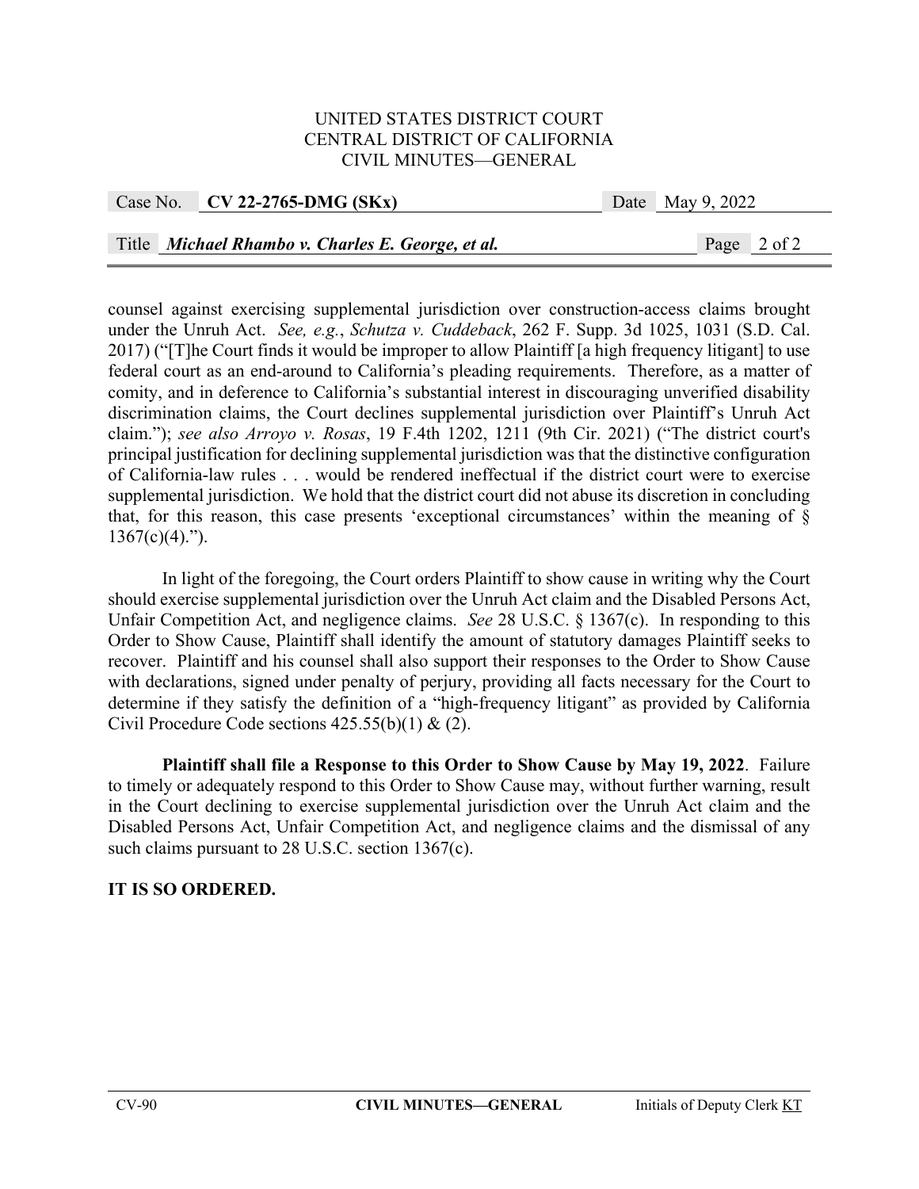counsel against exercising supplemental jurisdiction over construction-access claims brought under the Unruh Act. *See, e.g.*, *Schutza v. Cuddeback*, 262 F. Supp. 3d 1025, 1031 (S.D. Cal. 2017) ("[T]he Court finds it would be improper to allow Plaintiff [a high frequency litigant] to use federal court as an end-around to California's pleading requirements. Therefore, as a matter of comity, and in deference to California's substantial interest in discouraging unverified disability discrimination claims, the Court declines supplemental jurisdiction over Plaintiff's Unruh Act claim."); *see also Arroyo v. Rosas*, 19 F.4th 1202, 1211 (9th Cir. 2021) ("The district court's principal justification for declining supplemental jurisdiction was that the distinctive configuration of California-law rules . . . would be rendered ineffectual if the district court were to exercise supplemental jurisdiction. We hold that the district court did not abuse its discretion in concluding that, for this reason, this case presents 'exceptional circumstances' within the meaning of § 1367(c)(4).").

In light of the foregoing, the Court orders Plaintiff to show cause in writing why the Court should exercise supplemental jurisdiction over the Unruh Act claim and the Disabled Persons Act, Unfair Competition Act, and negligence claims. *See* 28 U.S.C. § 1367(c). In responding to this Order to Show Cause, Plaintiff shall identify the amount of statutory damages Plaintiff seeks to recover. Plaintiff and his counsel shall also support their responses to the Order to Show Cause with declarations, signed under penalty of perjury, providing all facts necessary for the Court to determine if they satisfy the definition of a "high-frequency litigant" as provided by California Civil Procedure Code sections 425.55(b)(1) & (2).

**Plaintiff shall file a Response to this Order to Show Cause by May 19, 2022**. Failure to timely or adequately respond to this Order to Show Cause may, without further warning, result in the Court declining to exercise supplemental jurisdiction over the Unruh Act claim and the Disabled Persons Act, Unfair Competition Act, and negligence claims and the dismissal of any such claims pursuant to 28 U.S.C. section 1367(c).

**IT IS SO ORDERED.**